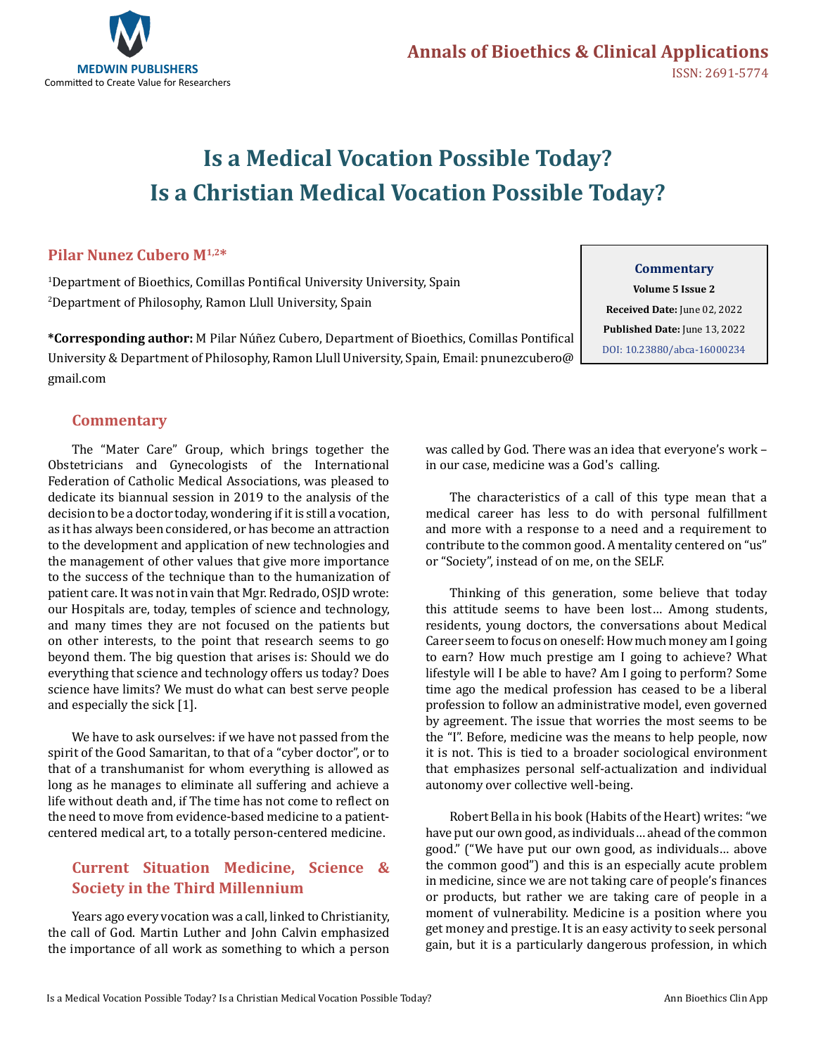# Is a Medical Vocation Possible Today? Is a Christian Medical Vocation Possible Today?

**Pilar Nunez Cubero M[1,2]***

[1]Department of Bioethics, Comillas Pontifical University University, Spain

[2]Department of Philosophy, Ramon Llull University, Spain

**\*Corresponding author:** M Pilar Núñez Cubero, Department of Bioethics, Comillas Pontifical University & Department of Philosophy, Ramon Llull University, Spain, Email: pnunezcubero@gmail.com

**Commentary**
**Volume 5 Issue 2**
**Received Date:** June 02, 2022
**Published Date:** June 13, 2022
DOI: 10.23880/abca-16000234

## Commentary

The "Mater Care" Group, which brings together the Obstetricians and Gynecologists of the International Federation of Catholic Medical Associations, was pleased to dedicate its biannual session in 2019 to the analysis of the decision to be a doctor today, wondering if it is still a vocation, as it has always been considered, or has become an attraction to the development and application of new technologies and the management of other values that give more importance to the success of the technique than to the humanization of patient care. It was not in vain that Mgr. Redrado, OSJD wrote: our Hospitals are, today, temples of science and technology, and many times they are not focused on the patients but on other interests, to the point that research seems to go beyond them. The big question that arises is: Should we do everything that science and technology offers us today? Does science have limits? We must do what can best serve people and especially the sick [1].

We have to ask ourselves: if we have not passed from the spirit of the Good Samaritan, to that of a "cyber doctor", or to that of a transhumanist for whom everything is allowed as long as he manages to eliminate all suffering and achieve a life without death and, if The time has not come to reflect on the need to move from evidence-based medicine to a patient-centered medical art, to a totally person-centered medicine.

## Current Situation Medicine, Science & Society in the Third Millennium

Years ago every vocation was a call, linked to Christianity, the call of God. Martin Luther and John Calvin emphasized the importance of all work as something to which a person was called by God. There was an idea that everyone's work – in our case, medicine was a God's calling.

The characteristics of a call of this type mean that a medical career has less to do with personal fulfillment and more with a response to a need and a requirement to contribute to the common good. A mentality centered on "us" or "Society", instead of on me, on the SELF.

Thinking of this generation, some believe that today this attitude seems to have been lost… Among students, residents, young doctors, the conversations about Medical Career seem to focus on oneself: How much money am I going to earn? How much prestige am I going to achieve? What lifestyle will I be able to have? Am I going to perform? Some time ago the medical profession has ceased to be a liberal profession to follow an administrative model, even governed by agreement. The issue that worries the most seems to be the "I". Before, medicine was the means to help people, now it is not. This is tied to a broader sociological environment that emphasizes personal self-actualization and individual autonomy over collective well-being.

Robert Bella in his book (Habits of the Heart) writes: "we have put our own good, as individuals… ahead of the common good." ("We have put our own good, as individuals… above the common good") and this is an especially acute problem in medicine, since we are not taking care of people's finances or products, but rather we are taking care of people in a moment of vulnerability. Medicine is a position where you get money and prestige. It is an easy activity to seek personal gain, but it is a particularly dangerous profession, in which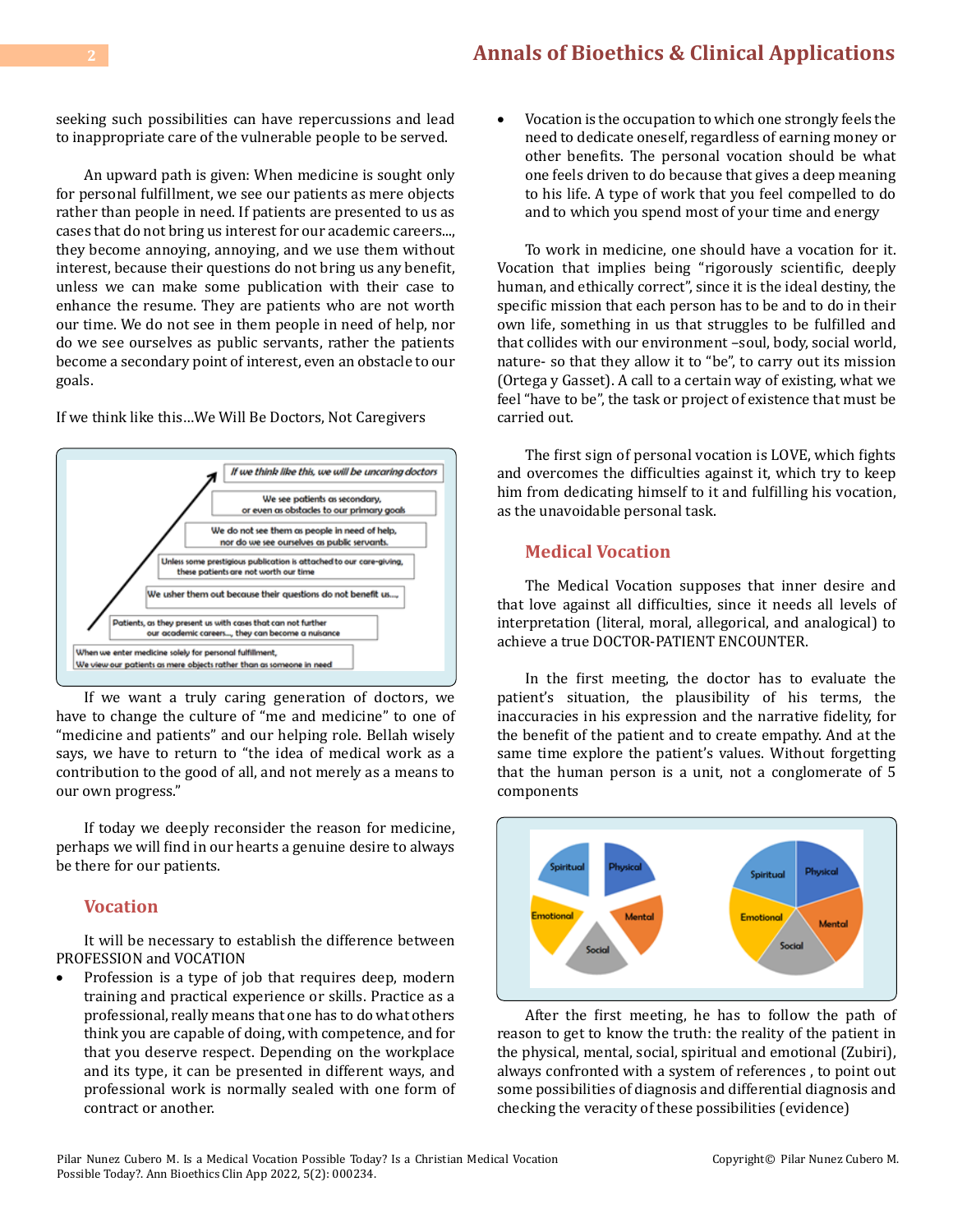seeking such possibilities can have repercussions and lead to inappropriate care of the vulnerable people to be served.

An upward path is given: When medicine is sought only for personal fulfillment, we see our patients as mere objects rather than people in need. If patients are presented to us as cases that do not bring us interest for our academic careers..., they become annoying, annoying, and we use them without interest, because their questions do not bring us any benefit, unless we can make some publication with their case to enhance the resume. They are patients who are not worth our time. We do not see in them people in need of help, nor do we see ourselves as public servants, rather the patients become a secondary point of interest, even an obstacle to our goals.

If we think like this…We Will Be Doctors, Not Caregivers

If we want a truly caring generation of doctors, we have to change the culture of "me and medicine" to one of "medicine and patients" and our helping role. Bellah wisely says, we have to return to "the idea of medical work as a contribution to the good of all, and not merely as a means to our own progress."

If today we deeply reconsider the reason for medicine, perhaps we will find in our hearts a genuine desire to always be there for our patients.

## Vocation

It will be necessary to establish the difference between PROFESSION and VOCATION

- Profession is a type of job that requires deep, modern training and practical experience or skills. Practice as a professional, really means that one has to do what others think you are capable of doing, with competence, and for that you deserve respect. Depending on the workplace and its type, it can be presented in different ways, and professional work is normally sealed with one form of contract or another.
- Vocation is the occupation to which one strongly feels the need to dedicate oneself, regardless of earning money or other benefits. The personal vocation should be what one feels driven to do because that gives a deep meaning to his life. A type of work that you feel compelled to do and to which you spend most of your time and energy

To work in medicine, one should have a vocation for it. Vocation that implies being "rigorously scientific, deeply human, and ethically correct", since it is the ideal destiny, the specific mission that each person has to be and to do in their own life, something in us that struggles to be fulfilled and that collides with our environment –soul, body, social world, nature- so that they allow it to "be", to carry out its mission (Ortega y Gasset). A call to a certain way of existing, what we feel "have to be", the task or project of existence that must be carried out.

The first sign of personal vocation is LOVE, which fights and overcomes the difficulties against it, which try to keep him from dedicating himself to it and fulfilling his vocation, as the unavoidable personal task.

## Medical Vocation

The Medical Vocation supposes that inner desire and that love against all difficulties, since it needs all levels of interpretation (literal, moral, allegorical, and analogical) to achieve a true DOCTOR-PATIENT ENCOUNTER.

In the first meeting, the doctor has to evaluate the patient's situation, the plausibility of his terms, the inaccuracies in his expression and the narrative fidelity, for the benefit of the patient and to create empathy. And at the same time explore the patient's values. Without forgetting that the human person is a unit, not a conglomerate of 5 components

After the first meeting, he has to follow the path of reason to get to know the truth: the reality of the patient in the physical, mental, social, spiritual and emotional (Zubiri), always confronted with a system of references , to point out some possibilities of diagnosis and differential diagnosis and checking the veracity of these possibilities (evidence)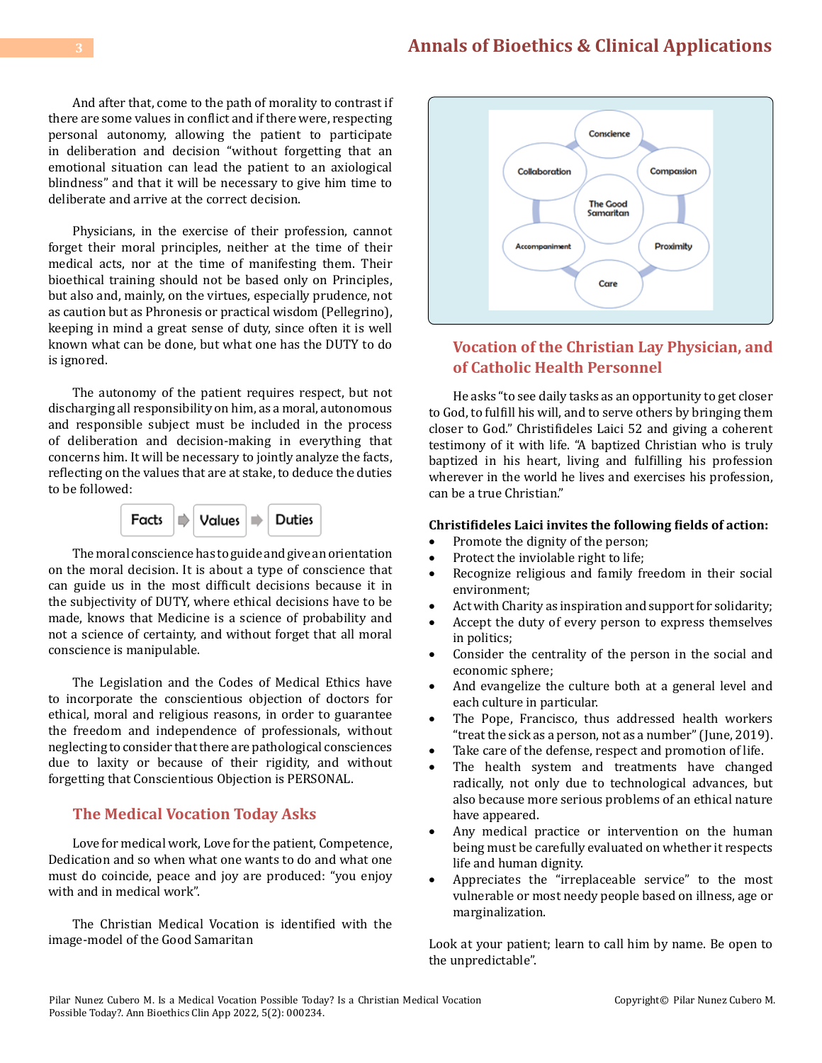And after that, come to the path of morality to contrast if there are some values in conflict and if there were, respecting personal autonomy, allowing the patient to participate in deliberation and decision "without forgetting that an emotional situation can lead the patient to an axiological blindness" and that it will be necessary to give him time to deliberate and arrive at the correct decision.

Physicians, in the exercise of their profession, cannot forget their moral principles, neither at the time of their medical acts, nor at the time of manifesting them. Their bioethical training should not be based only on Principles, but also and, mainly, on the virtues, especially prudence, not as caution but as Phronesis or practical wisdom (Pellegrino), keeping in mind a great sense of duty, since often it is well known what can be done, but what one has the DUTY to do is ignored.

The autonomy of the patient requires respect, but not discharging all responsibility on him, as a moral, autonomous and responsible subject must be included in the process of deliberation and decision-making in everything that concerns him. It will be necessary to jointly analyze the facts, reflecting on the values that are at stake, to deduce the duties to be followed:

Facts → Values → Duties

The moral conscience has to guide and give an orientation on the moral decision. It is about a type of conscience that can guide us in the most difficult decisions because it in the subjectivity of DUTY, where ethical decisions have to be made, knows that Medicine is a science of probability and not a science of certainty, and without forget that all moral conscience is manipulable.

The Legislation and the Codes of Medical Ethics have to incorporate the conscientious objection of doctors for ethical, moral and religious reasons, in order to guarantee the freedom and independence of professionals, without neglecting to consider that there are pathological consciences due to laxity or because of their rigidity, and without forgetting that Conscientious Objection is PERSONAL.

## The Medical Vocation Today Asks

Love for medical work, Love for the patient, Competence, Dedication and so when what one wants to do and what one must do coincide, peace and joy are produced: "you enjoy with and in medical work".

The Christian Medical Vocation is identified with the image-model of the Good Samaritan

The Good Samaritan: Conscience, Compassion, Proximity, Care, Accompaniment, Collaboration

## Vocation of the Christian Lay Physician, and of Catholic Health Personnel

He asks "to see daily tasks as an opportunity to get closer to God, to fulfill his will, and to serve others by bringing them closer to God." Christifideles Laici 52 and giving a coherent testimony of it with life. "A baptized Christian who is truly baptized in his heart, living and fulfilling his profession wherever in the world he lives and exercises his profession, can be a true Christian."

**Christifideles Laici invites the following fields of action:**

- Promote the dignity of the person;
- Protect the inviolable right to life;
- Recognize religious and family freedom in their social environment;
- Act with Charity as inspiration and support for solidarity;
- Accept the duty of every person to express themselves in politics;
- Consider the centrality of the person in the social and economic sphere;
- And evangelize the culture both at a general level and each culture in particular.
- The Pope, Francisco, thus addressed health workers "treat the sick as a person, not as a number" (June, 2019).
- Take care of the defense, respect and promotion of life.
- The health system and treatments have changed radically, not only due to technological advances, but also because more serious problems of an ethical nature have appeared.
- Any medical practice or intervention on the human being must be carefully evaluated on whether it respects life and human dignity.
- Appreciates the "irreplaceable service" to the most vulnerable or most needy people based on illness, age or marginalization.

Look at your patient; learn to call him by name. Be open to the unpredictable".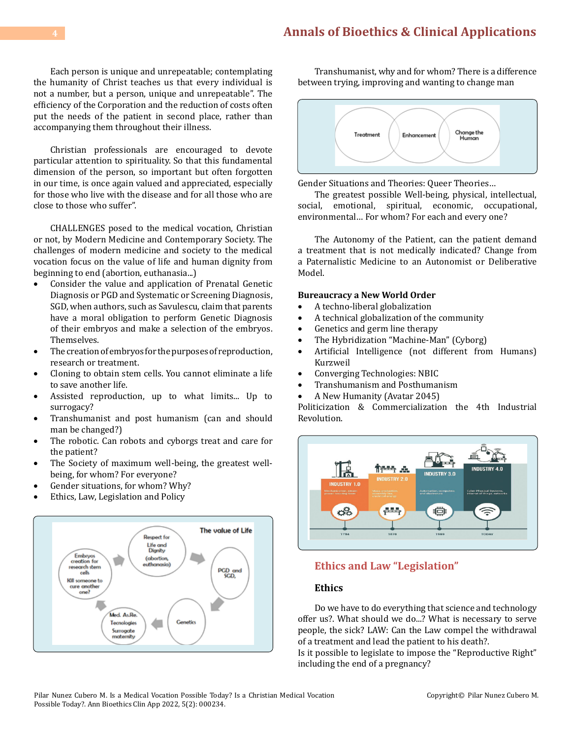Each person is unique and unrepeatable; contemplating the humanity of Christ teaches us that every individual is not a number, but a person, unique and unrepeatable". The efficiency of the Corporation and the reduction of costs often put the needs of the patient in second place, rather than accompanying them throughout their illness.

Christian professionals are encouraged to devote particular attention to spirituality. So that this fundamental dimension of the person, so important but often forgotten in our time, is once again valued and appreciated, especially for those who live with the disease and for all those who are close to those who suffer".

CHALLENGES posed to the medical vocation, Christian or not, by Modern Medicine and Contemporary Society. The challenges of modern medicine and society to the medical vocation focus on the value of life and human dignity from beginning to end (abortion, euthanasia...)

- Consider the value and application of Prenatal Genetic Diagnosis or PGD and Systematic or Screening Diagnosis, SGD, when authors, such as Savulescu, claim that parents have a moral obligation to perform Genetic Diagnosis of their embryos and make a selection of the embryos. Themselves.
- The creation of embryos for the purposes of reproduction, research or treatment.
- Cloning to obtain stem cells. You cannot eliminate a life to save another life.
- Assisted reproduction, up to what limits... Up to surrogacy?
- Transhumanist and post humanism (can and should man be changed?)
- The robotic. Can robots and cyborgs treat and care for the patient?
- The Society of maximum well-being, the greatest well-being, for whom? For everyone?
- Gender situations, for whom? Why?
- Ethics, Law, Legislation and Policy

Transhumanist, why and for whom? There is a difference between trying, improving and wanting to change man

Gender Situations and Theories: Queer Theories…

The greatest possible Well-being, physical, intellectual, social, emotional, spiritual, economic, occupational, environmental… For whom? For each and every one?

The Autonomy of the Patient, can the patient demand a treatment that is not medically indicated? Change from a Paternalistic Medicine to an Autonomist or Deliberative Model.

**Bureaucracy a New World Order**

- A techno-liberal globalization
- A technical globalization of the community
- Genetics and germ line therapy
- The Hybridization "Machine-Man" (Cyborg)
- Artificial Intelligence (not different from Humans) Kurzweil
- Converging Technologies: NBIC
- Transhumanism and Posthumanism
- A New Humanity (Avatar 2045)

Politicization & Commercialization the 4th Industrial Revolution.

## Ethics and Law "Legislation"

### Ethics

Do we have to do everything that science and technology offer us?. What should we do...? What is necessary to serve people, the sick? LAW: Can the Law compel the withdrawal of a treatment and lead the patient to his death?.

Is it possible to legislate to impose the "Reproductive Right" including the end of a pregnancy?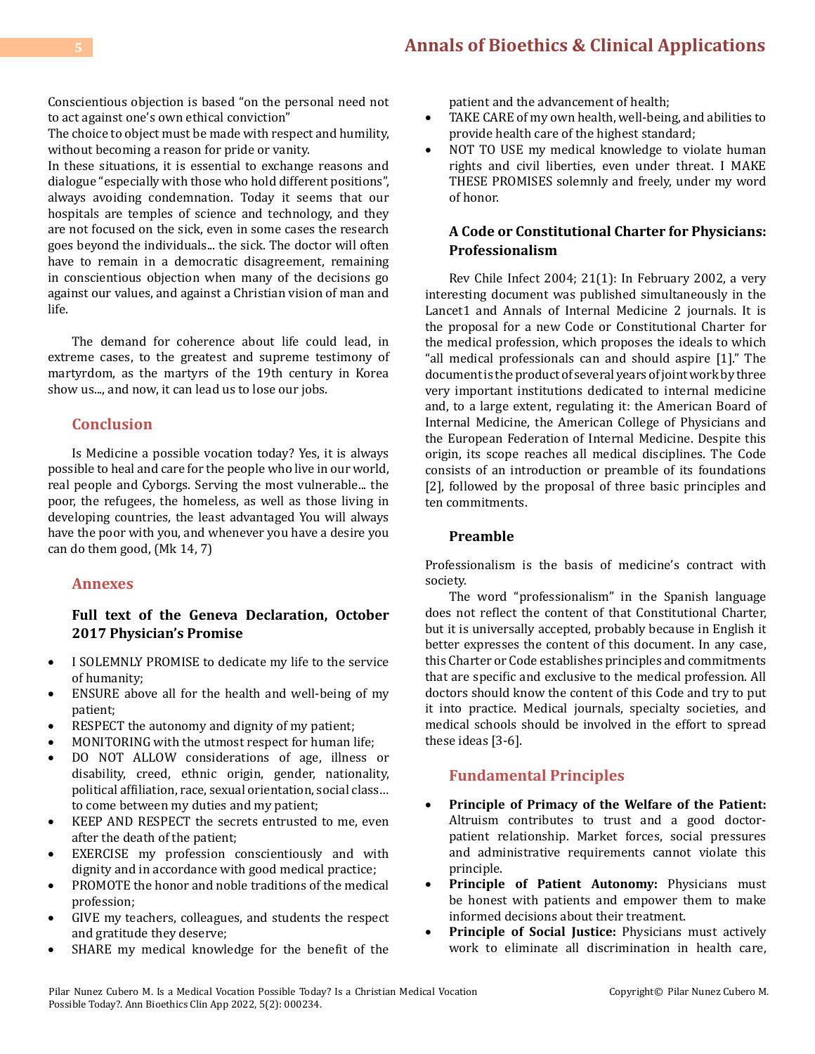Conscientious objection is based “on the personal need not to act against one’s own ethical conviction”

The choice to object must be made with respect and humility, without becoming a reason for pride or vanity.

In these situations, it is essential to exchange reasons and dialogue “especially with those who hold different positions”, always avoiding condemnation. Today it seems that our hospitals are temples of science and technology, and they are not focused on the sick, even in some cases the research goes beyond the individuals... the sick. The doctor will often have to remain in a democratic disagreement, remaining in conscientious objection when many of the decisions go against our values, and against a Christian vision of man and life.

The demand for coherence about life could lead, in extreme cases, to the greatest and supreme testimony of martyrdom, as the martyrs of the 19th century in Korea show us..., and now, it can lead us to lose our jobs.

## Conclusion

Is Medicine a possible vocation today? Yes, it is always possible to heal and care for the people who live in our world, real people and Cyborgs. Serving the most vulnerable... the poor, the refugees, the homeless, as well as those living in developing countries, the least advantaged You will always have the poor with you, and whenever you have a desire you can do them good, (Mk 14, 7)

## Annexes

### Full text of the Geneva Declaration, October 2017 Physician’s Promise

- I SOLEMNLY PROMISE to dedicate my life to the service of humanity;
- ENSURE above all for the health and well-being of my patient;
- RESPECT the autonomy and dignity of my patient;
- MONITORING with the utmost respect for human life;
- DO NOT ALLOW considerations of age, illness or disability, creed, ethnic origin, gender, nationality, political affiliation, race, sexual orientation, social class… to come between my duties and my patient;
- KEEP AND RESPECT the secrets entrusted to me, even after the death of the patient;
- EXERCISE my profession conscientiously and with dignity and in accordance with good medical practice;
- PROMOTE the honor and noble traditions of the medical profession;
- GIVE my teachers, colleagues, and students the respect and gratitude they deserve;
- SHARE my medical knowledge for the benefit of the patient and the advancement of health;
- TAKE CARE of my own health, well-being, and abilities to provide health care of the highest standard;
- NOT TO USE my medical knowledge to violate human rights and civil liberties, even under threat. I MAKE THESE PROMISES solemnly and freely, under my word of honor.

### A Code or Constitutional Charter for Physicians: Professionalism

Rev Chile Infect 2004; 21(1): In February 2002, a very interesting document was published simultaneously in the Lancet1 and Annals of Internal Medicine 2 journals. It is the proposal for a new Code or Constitutional Charter for the medical profession, which proposes the ideals to which “all medical professionals can and should aspire [1].” The document is the product of several years of joint work by three very important institutions dedicated to internal medicine and, to a large extent, regulating it: the American Board of Internal Medicine, the American College of Physicians and the European Federation of Internal Medicine. Despite this origin, its scope reaches all medical disciplines. The Code consists of an introduction or preamble of its foundations [2], followed by the proposal of three basic principles and ten commitments.

### Preamble

Professionalism is the basis of medicine’s contract with society.

The word “professionalism” in the Spanish language does not reflect the content of that Constitutional Charter, but it is universally accepted, probably because in English it better expresses the content of this document. In any case, this Charter or Code establishes principles and commitments that are specific and exclusive to the medical profession. All doctors should know the content of this Code and try to put it into practice. Medical journals, specialty societies, and medical schools should be involved in the effort to spread these ideas [3-6].

## Fundamental Principles

- **Principle of Primacy of the Welfare of the Patient:** Altruism contributes to trust and a good doctor-patient relationship. Market forces, social pressures and administrative requirements cannot violate this principle.
- **Principle of Patient Autonomy:** Physicians must be honest with patients and empower them to make informed decisions about their treatment.
- **Principle of Social Justice:** Physicians must actively work to eliminate all discrimination in health care,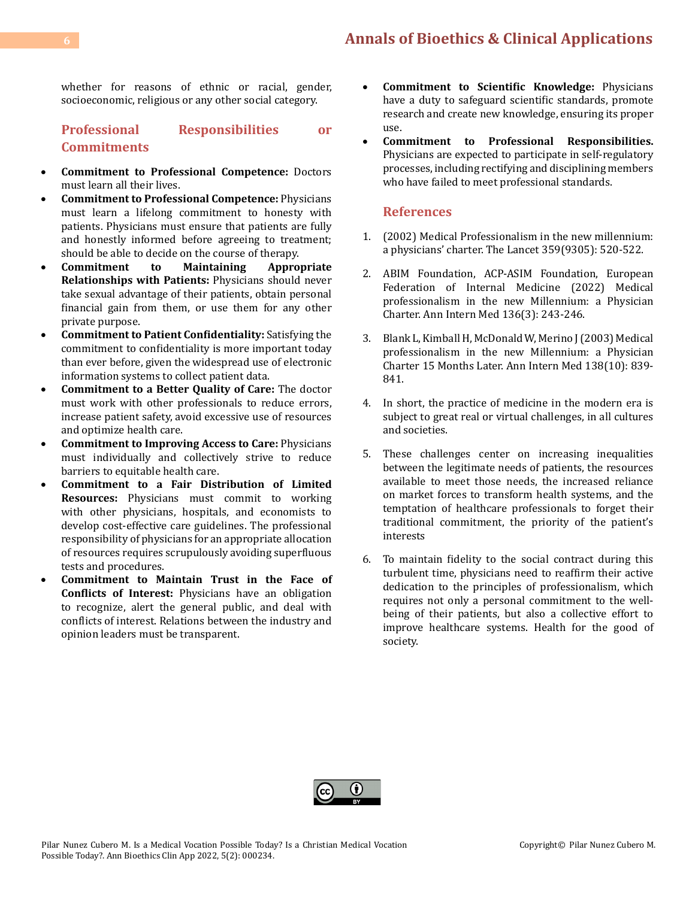whether for reasons of ethnic or racial, gender, socioeconomic, religious or any other social category.

## Professional Responsibilities or Commitments

- **Commitment to Professional Competence:** Doctors must learn all their lives.
- **Commitment to Professional Competence:** Physicians must learn a lifelong commitment to honesty with patients. Physicians must ensure that patients are fully and honestly informed before agreeing to treatment; should be able to decide on the course of therapy.
- **Commitment to Maintaining Appropriate Relationships with Patients:** Physicians should never take sexual advantage of their patients, obtain personal financial gain from them, or use them for any other private purpose.
- **Commitment to Patient Confidentiality:** Satisfying the commitment to confidentiality is more important today than ever before, given the widespread use of electronic information systems to collect patient data.
- **Commitment to a Better Quality of Care:** The doctor must work with other professionals to reduce errors, increase patient safety, avoid excessive use of resources and optimize health care.
- **Commitment to Improving Access to Care:** Physicians must individually and collectively strive to reduce barriers to equitable health care.
- **Commitment to a Fair Distribution of Limited Resources:** Physicians must commit to working with other physicians, hospitals, and economists to develop cost-effective care guidelines. The professional responsibility of physicians for an appropriate allocation of resources requires scrupulously avoiding superfluous tests and procedures.
- **Commitment to Maintain Trust in the Face of Conflicts of Interest:** Physicians have an obligation to recognize, alert the general public, and deal with conflicts of interest. Relations between the industry and opinion leaders must be transparent.
- **Commitment to Scientific Knowledge:** Physicians have a duty to safeguard scientific standards, promote research and create new knowledge, ensuring its proper use.
- **Commitment to Professional Responsibilities.** Physicians are expected to participate in self-regulatory processes, including rectifying and disciplining members who have failed to meet professional standards.

## References

1. (2002) Medical Professionalism in the new millennium: a physicians' charter. The Lancet 359(9305): 520-522.

2. ABIM Foundation, ACP-ASIM Foundation, European Federation of Internal Medicine (2022) Medical professionalism in the new Millennium: a Physician Charter. Ann Intern Med 136(3): 243-246.

3. Blank L, Kimball H, McDonald W, Merino J (2003) Medical professionalism in the new Millennium: a Physician Charter 15 Months Later. Ann Intern Med 138(10): 839-841.

4. In short, the practice of medicine in the modern era is subject to great real or virtual challenges, in all cultures and societies.

5. These challenges center on increasing inequalities between the legitimate needs of patients, the resources available to meet those needs, the increased reliance on market forces to transform health systems, and the temptation of healthcare professionals to forget their traditional commitment, the priority of the patient's interests

6. To maintain fidelity to the social contract during this turbulent time, physicians need to reaffirm their active dedication to the principles of professionalism, which requires not only a personal commitment to the well-being of their patients, but also a collective effort to improve healthcare systems. Health for the good of society.